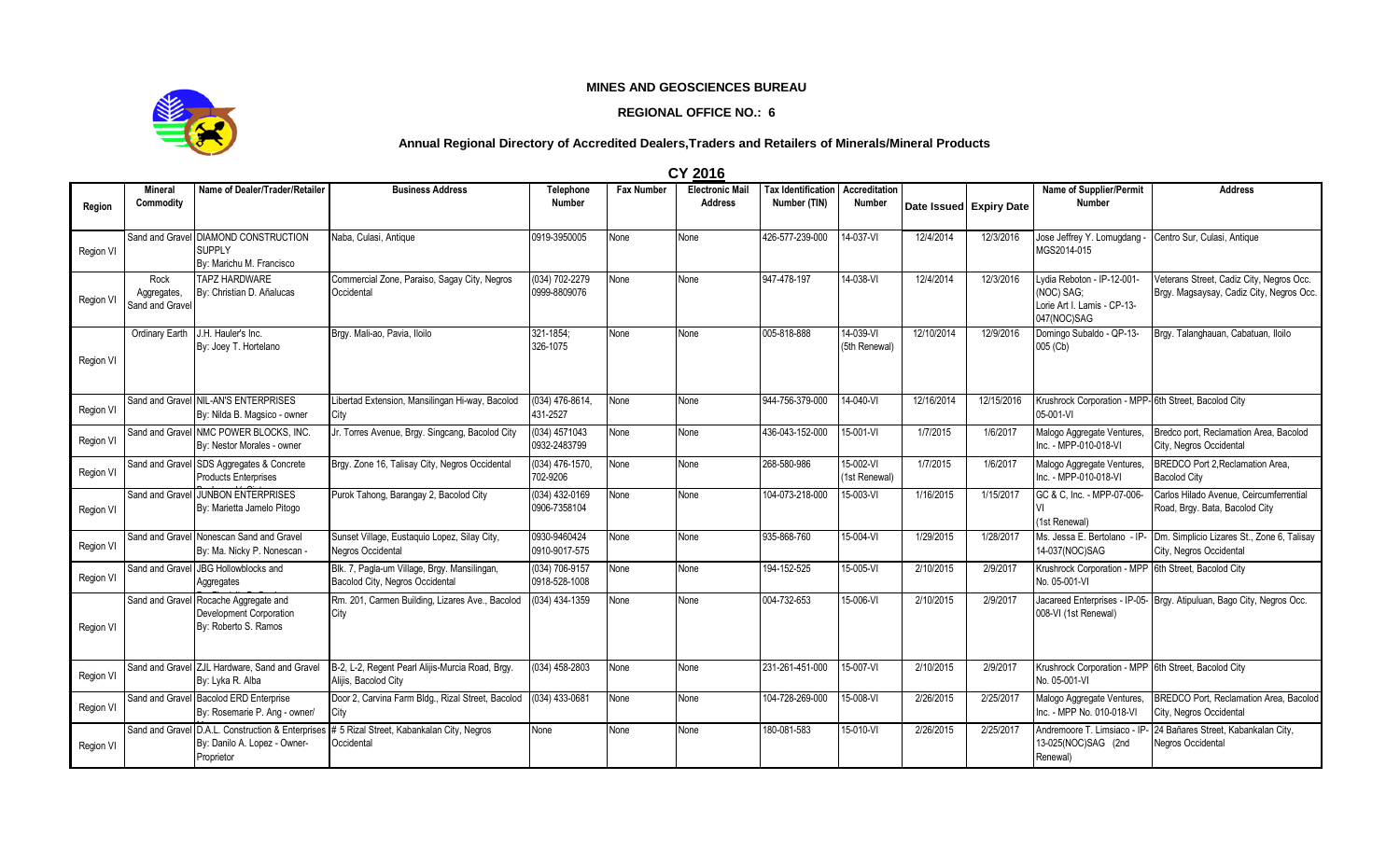**MINES AND GEOSCIENCES BUREAU**

**REGIONAL OFFICE NO.: 6**

**Annual Regional Directory of Accredited Dealers,Traders and Retailers of Minerals/Mineral Products**

**CY 2016**

| Region | Mineral Commodity | Name of Dealer/Trader/Retailer | Business Address | Telephone Number | Fax Number | Electronic Mail Address | Tax Identification Number (TIN) | Accreditation Number | Date Issued | Expiry Date | Name of Supplier/Permit Number | Address |
|---|---|---|---|---|---|---|---|---|---|---|---|---|
| Region VI | Sand and Gravel | DIAMOND CONSTRUCTION SUPPLY By: Marichu M. Francisco | Naba, Culasi, Antique | 0919-3950005 | None | None | 426-577-239-000 | 14-037-VI | 12/4/2014 | 12/3/2016 | Jose Jeffrey Y. Lomugdang - MGS2014-015 | Centro Sur, Culasi, Antique |
| Region VI | Rock Aggregates, Sand and Gravel | TAPZ HARDWARE By: Christian D. Añalucas | Commercial Zone, Paraiso, Sagay City, Negros Occidental | (034) 702-2279 0999-8809076 | None | None | 947-478-197 | 14-038-VI | 12/4/2014 | 12/3/2016 | Lydia Reboton - IP-12-001-(NOC) SAG; Lorie Art I. Lamis - CP-13-047(NOC)SAG | Veterans Street, Cadiz City, Negros Occ. Brgy. Magsaysay, Cadiz City, Negros Occ. |
| Region VI | Ordinary Earth | J.H. Hauler's Inc. By: Joey T. Hortelano | Brgy. Mali-ao, Pavia, Iloilo | 321-1854; 326-1075 | None | None | 005-818-888 | 14-039-VI (5th Renewal) | 12/10/2014 | 12/9/2016 | Domingo Subaldo - QP-13-005 (Cb) | Brgy. Talanghauan, Cabatuan, Iloilo |
| Region VI | Sand and Gravel | NIL-AN'S ENTERPRISES By: Nilda B. Magsico - owner | Libertad Extension, Mansilingan Hi-way, Bacolod City | (034) 476-8614, 431-2527 | None | None | 944-756-379-000 | 14-040-VI | 12/16/2014 | 12/15/2016 | Krushrock Corporation - MPP-05-001-VI | 6th Street, Bacolod City |
| Region VI | Sand and Gravel | NMC POWER BLOCKS, INC. By: Nestor Morales - owner | Jr. Torres Avenue, Brgy. Singcang, Bacolod City | (034) 4571043 0932-2483799 | None | None | 436-043-152-000 | 15-001-VI | 1/7/2015 | 1/6/2017 | Malogo Aggregate Ventures, Inc. - MPP-010-018-VI | Bredco port, Reclamation Area, Bacolod City, Negros Occidental |
| Region VI | Sand and Gravel | SDS Aggregates & Concrete Products Enterprises | Brgy. Zone 16, Talisay City, Negros Occidental | (034) 476-1570, 702-9206 | None | None | 268-580-986 | 15-002-VI (1st Renewal) | 1/7/2015 | 1/6/2017 | Malogo Aggregate Ventures, Inc. - MPP-010-018-VI | BREDCO Port 2,Reclamation Area, Bacolod City |
| Region VI | Sand and Gravel | JUNBON ENTERPRISES By: Marietta Jamelo Pitogo | Purok Tahong, Barangay 2, Bacolod City | (034) 432-0169 0906-7358104 | None | None | 104-073-218-000 | 15-003-VI | 1/16/2015 | 1/15/2017 | GC & C, Inc. - MPP-07-006-VI (1st Renewal) | Carlos Hilado Avenue, Ceircumferential Road, Brgy. Bata, Bacolod City |
| Region VI | Sand and Gravel | Nonescan Sand and Gravel By: Ma. Nicky P. Nonescan - | Sunset Village, Eustaquio Lopez, Silay City, Negros Occidental | 0930-9460424 0910-9017-575 | None | None | 935-868-760 | 15-004-VI | 1/29/2015 | 1/28/2017 | Ms. Jessa E. Bertolano - IP-14-037(NOC)SAG | Dm. Simplicio Lizares St., Zone 6, Talisay City, Negros Occidental |
| Region VI | Sand and Gravel | JBG Hollowblocks and Aggregates | Blk. 7, Pagla-um Village, Brgy. Mansilingan, Bacolod City, Negros Occidental | (034) 706-9157 0918-528-1008 | None | None | 194-152-525 | 15-005-VI | 2/10/2015 | 2/9/2017 | Krushrock Corporation - MPP No. 05-001-VI | 6th Street, Bacolod City |
| Region VI | Sand and Gravel | Rocache Aggregate and Development Corporation By: Roberto S. Ramos | Rm. 201, Carmen Building, Lizares Ave., Bacolod City | (034) 434-1359 | None | None | 004-732-653 | 15-006-VI | 2/10/2015 | 2/9/2017 | Jacareed Enterprises - IP-05-008-VI (1st Renewal) | Brgy. Atipuluan, Bago City, Negros Occ. |
| Region VI | Sand and Gravel | ZJL Hardware, Sand and Gravel By: Lyka R. Alba | B-2, L-2, Regent Pearl Alijis-Murcia Road, Brgy. Alijis, Bacolod City | (034) 458-2803 | None | None | 231-261-451-000 | 15-007-VI | 2/10/2015 | 2/9/2017 | Krushrock Corporation - MPP No. 05-001-VI | 6th Street, Bacolod City |
| Region VI | Sand and Gravel | Bacolod ERD Enterprise By: Rosemarie P. Ang - owner/ | Door 2, Carvina Farm Bldg., Rizal Street, Bacolod City | (034) 433-0681 | None | None | 104-728-269-000 | 15-008-VI | 2/26/2015 | 2/25/2017 | Malogo Aggregate Ventures, Inc. - MPP No. 010-018-VI | BREDCO Port, Reclamation Area, Bacolod City, Negros Occidental |
| Region VI | Sand and Gravel | D.A.L. Construction & Enterprises By: Danilo A. Lopez - Owner-Proprietor | # 5 Rizal Street, Kabankalan City, Negros Occidental | None | None | None | 180-081-583 | 15-010-VI | 2/26/2015 | 2/25/2017 | Andremoore T. Limsiaco - IP-13-025(NOC)SAG (2nd Renewal) | 24 Bañares Street, Kabankalan City, Negros Occidental |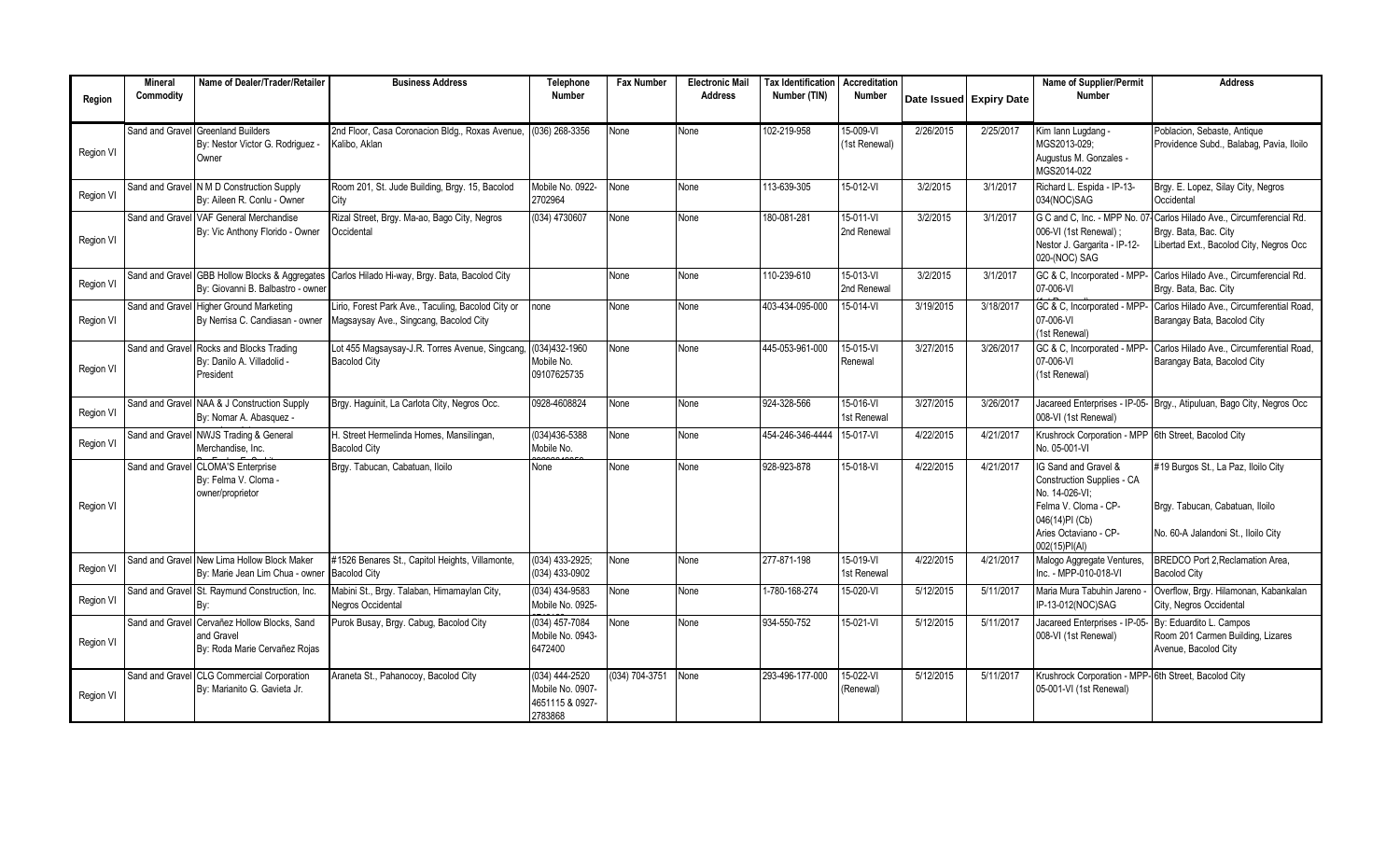| Region | Mineral Commodity | Name of Dealer/Trader/Retailer | Business Address | Telephone Number | Fax Number | Electronic Mail Address | Tax Identification Number (TIN) | Accreditation Number | Date Issued | Expiry Date | Name of Supplier/Permit Number | Address |
|---|---|---|---|---|---|---|---|---|---|---|---|---|
| Region VI | Sand and Gravel | Greenland Builders By: Nestor Victor G. Rodriguez - Owner | 2nd Floor, Casa Coronacion Bldg., Roxas Avenue, Kalibo, Aklan | (036) 268-3356 | None | None | 102-219-958 | 15-009-VI (1st Renewal) | 2/26/2015 | 2/25/2017 | Kim Iann Lugdang - MGS2013-029; Augustus M. Gonzales - MGS2014-022 | Poblacion, Sebaste, Antique Providence Subd., Balabag, Pavia, Iloilo |
| Region VI | Sand and Gravel | N M D Construction Supply By: Aileen R. Conlu - Owner | Room 201, St. Jude Building, Brgy. 15, Bacolod City | Mobile No. 0922-2702964 | None | None | 113-639-305 | 15-012-VI | 3/2/2015 | 3/1/2017 | Richard L. Espida - IP-13-034(NOC)SAG | Brgy. E. Lopez, Silay City, Negros Occidental |
| Region VI | Sand and Gravel | VAF General Merchandise By: Vic Anthony Florido - Owner | Rizal Street, Brgy. Ma-ao, Bago City, Negros Occidental | (034) 4730607 | None | None | 180-081-281 | 15-011-VI 2nd Renewal | 3/2/2015 | 3/1/2017 | G C and C, Inc. - MPP No. 07-006-VI (1st Renewal) ; Nestor J. Gargarita - IP-12-020-(NOC) SAG | Carlos Hilado Ave., Circumferencial Rd. Brgy. Bata, Bac. City Libertad Ext., Bacolod City, Negros Occ |
| Region VI | Sand and Gravel | GBB Hollow Blocks & Aggregates By: Giovanni B. Balbastro - owner | Carlos Hilado Hi-way, Brgy. Bata, Bacolod City | | None | None | 110-239-610 | 15-013-VI 2nd Renewal | 3/2/2015 | 3/1/2017 | GC & C, Incorporated - MPP-07-006-VI | Carlos Hilado Ave., Circumferencial Rd. Brgy. Bata, Bac. City |
| Region VI | Sand and Gravel | Higher Ground Marketing By Nerrisa C. Candiasan - owner | Lirio, Forest Park Ave., Taculing, Bacolod City or Magsaysay Ave., Singcang, Bacolod City | none | None | None | 403-434-095-000 | 15-014-VI | 3/19/2015 | 3/18/2017 | GC & C, Incorporated - MPP-07-006-VI (1st Renewal) | Carlos Hilado Ave., Circumferential Road, Barangay Bata, Bacolod City |
| Region VI | Sand and Gravel | Rocks and Blocks Trading By: Danilo A. Villadolid - President | Lot 455 Magsaysay-J.R. Torres Avenue, Singcang, Bacolod City | (034)432-1960 Mobile No. 09107625735 | None | None | 445-053-961-000 | 15-015-VI Renewal | 3/27/2015 | 3/26/2017 | GC & C, Incorporated - MPP-07-006-VI (1st Renewal) | Carlos Hilado Ave., Circumferential Road, Barangay Bata, Bacolod City |
| Region VI | Sand and Gravel | NAA & J Construction Supply By: Nomar A. Abasquez - | Brgy. Haguinit, La Carlota City, Negros Occ. | 0928-4608824 | None | None | 924-328-566 | 15-016-VI 1st Renewal | 3/27/2015 | 3/26/2017 | Jacareed Enterprises - IP-05-008-VI (1st Renewal) | Brgy., Atipuluan, Bago City, Negros Occ |
| Region VI | Sand and Gravel | NWJS Trading & General Merchandise, Inc. | H. Street Hermelinda Homes, Mansilingan, Bacolod City | (034)436-5388 Mobile No. | None | None | 454-246-346-4444 | 15-017-VI | 4/22/2015 | 4/21/2017 | Krushrock Corporation - MPP No. 05-001-VI | 6th Street, Bacolod City |
| Region VI | Sand and Gravel | CLOMA'S Enterprise By: Felma V. Cloma - owner/proprietor | Brgy. Tabucan, Cabatuan, Iloilo | None | None | None | 928-923-878 | 15-018-VI | 4/22/2015 | 4/21/2017 | IG Sand and Gravel & Construction Supplies - CA No. 14-026-VI; Felma V. Cloma - CP-046(14)PI (Cb) Aries Octaviano - CP-002(15)PI(AI) | #19 Burgos St., La Paz, Iloilo City Brgy. Tabucan, Cabatuan, Iloilo No. 60-A Jalandoni St., Iloilo City |
| Region VI | Sand and Gravel | New Lima Hollow Block Maker By: Marie Jean Lim Chua - owner | #1526 Benares St., Capitol Heights, Villamonte, Bacolod City | (034) 433-2925; (034) 433-0902 | None | None | 277-871-198 | 15-019-VI 1st Renewal | 4/22/2015 | 4/21/2017 | Malogo Aggregate Ventures, Inc. - MPP-010-018-VI | BREDCO Port 2,Reclamation Area, Bacolod City |
| Region VI | Sand and Gravel | St. Raymund Construction, Inc. By: | Mabini St., Brgy. Talaban, Himamaylan City, Negros Occidental | (034) 434-9583 Mobile No. 0925- | None | None | 1-780-168-274 | 15-020-VI | 5/12/2015 | 5/11/2017 | Maria Mura Tabuhin Jareno - IP-13-012(NOC)SAG | Overflow, Brgy. Hilamonan, Kabankalan City, Negros Occidental |
| Region VI | Sand and Gravel | Cervañez Hollow Blocks, Sand and Gravel By: Roda Marie Cervañez Rojas | Purok Busay, Brgy. Cabug, Bacolod City | (034) 457-7084 Mobile No. 0943-6472400 | None | None | 934-550-752 | 15-021-VI | 5/12/2015 | 5/11/2017 | Jacareed Enterprises - IP-05-008-VI (1st Renewal) | By: Eduardito L. Campos Room 201 Carmen Building, Lizares Avenue, Bacolod City |
| Region VI | Sand and Gravel | CLG Commercial Corporation By: Marianito G. Gavieta Jr. | Araneta St., Pahanocoy, Bacolod City | (034) 444-2520 Mobile No. 0907-4651115 & 0927-2783868 | (034) 704-3751 | None | 293-496-177-000 | 15-022-VI (Renewal) | 5/12/2015 | 5/11/2017 | Krushrock Corporation - MPP-05-001-VI (1st Renewal) | 6th Street, Bacolod City |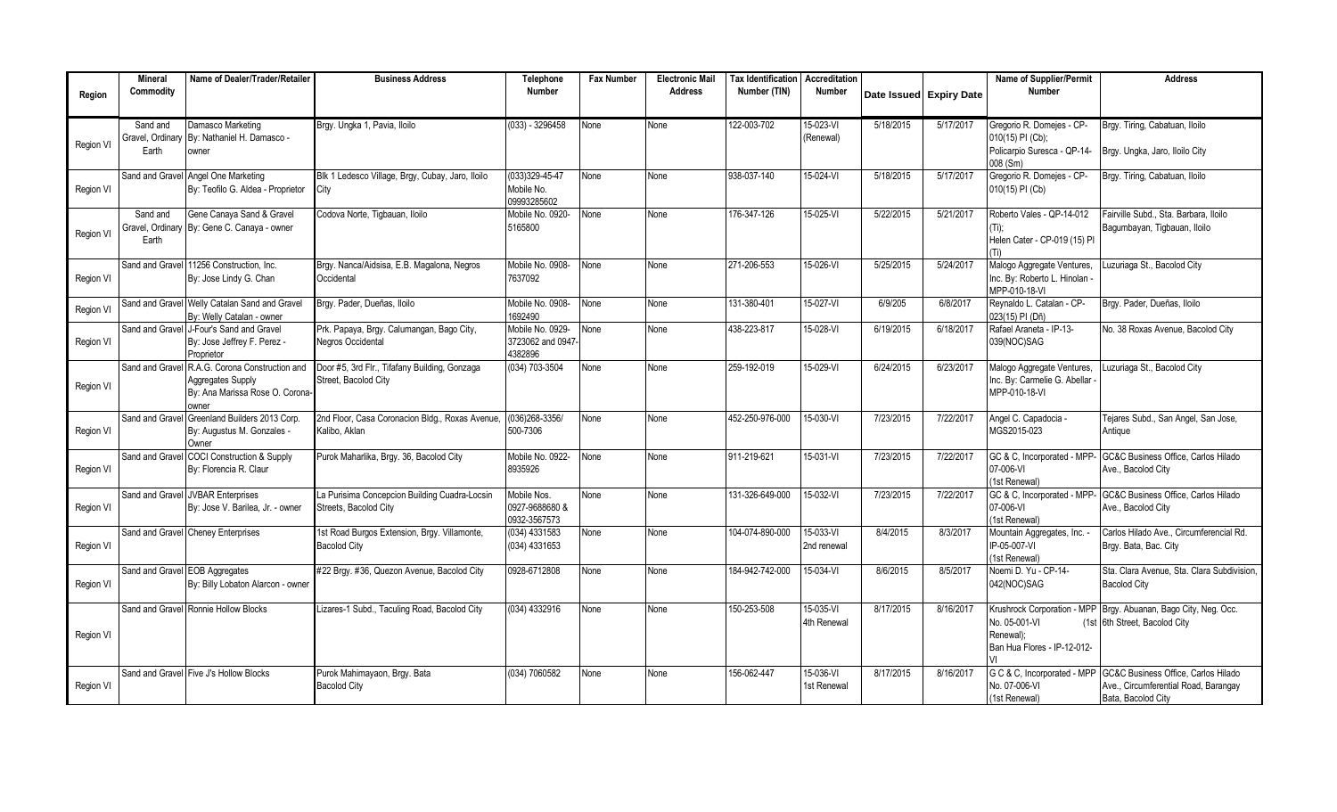| Region | Mineral Commodity | Name of Dealer/Trader/Retailer | Business Address | Telephone Number | Fax Number | Electronic Mail Address | Tax Identification Number (TIN) | Accreditation Number | Date Issued | Expiry Date | Name of Supplier/Permit Number | Address |
|---|---|---|---|---|---|---|---|---|---|---|---|---|
| Region VI | Sand and Gravel, Ordinary Earth | Damasco Marketing By: Nathaniel H. Damasco - owner | Brgy. Ungka 1, Pavia, Iloilo | (033) - 3296458 | None | None | 122-003-702 | 15-023-VI (Renewal) | 5/18/2015 | 5/17/2017 | Gregorio R. Domejes - CP-010(15) PI (Cb); Policarpio Suresca - QP-14-008 (Sm) | Brgy. Tiring, Cabatuan, Iloilo; Brgy. Ungka, Jaro, Iloilo City |
| Region VI | Sand and Gravel | Angel One Marketing By: Teofilo G. Aldea - Proprietor | Blk 1 Ledesco Village, Brgy, Cubay, Jaro, Iloilo City | (033)329-45-47 Mobile No. 09993285602 | None | None | 938-037-140 | 15-024-VI | 5/18/2015 | 5/17/2017 | Gregorio R. Domejes - CP-010(15) PI (Cb) | Brgy. Tiring, Cabatuan, Iloilo |
| Region VI | Sand and Gravel, Ordinary Earth | Gene Canaya Sand & Gravel By: Gene C. Canaya - owner | Codova Norte, Tigbauan, Iloilo | Mobile No. 0920-5165800 | None | None | 176-347-126 | 15-025-VI | 5/22/2015 | 5/21/2017 | Roberto Vales - QP-14-012 (Ti); Helen Cater - CP-019 (15) PI (Ti) | Fairville Subd., Sta. Barbara, Iloilo; Bagumbayan, Tigbauan, Iloilo |
| Region VI | Sand and Gravel | 11256 Construction, Inc. By: Jose Lindy G. Chan | Brgy. Nanca/Aidsisa, E.B. Magalona, Negros Occidental | Mobile No. 0908-7637092 | None | None | 271-206-553 | 15-026-VI | 5/25/2015 | 5/24/2017 | Malogo Aggregate Ventures, Inc. By: Roberto L. Hinolan - MPP-010-18-VI | Luzuriaga St., Bacolod City |
| Region VI | Sand and Gravel | Welly Catalan Sand and Gravel By: Welly Catalan - owner | Brgy. Pader, Dueñas, Iloilo | Mobile No. 0908-1692490 | None | None | 131-380-401 | 15-027-VI | 6/9/205 | 6/8/2017 | Reynaldo L. Catalan - CP-023(15) PI (Dñ) | Brgy. Pader, Dueñas, Iloilo |
| Region VI | Sand and Gravel | J-Four's Sand and Gravel By: Jose Jeffrey F. Perez - Proprietor | Prk. Papaya, Brgy. Calumangan, Bago City, Negros Occidental | Mobile No. 0929-3723062 and 0947-4382896 | None | None | 438-223-817 | 15-028-VI | 6/19/2015 | 6/18/2017 | Rafael Araneta - IP-13-039(NOC)SAG | No. 38 Roxas Avenue, Bacolod City |
| Region VI | Sand and Gravel | R.A.G. Corona Construction and Aggregates Supply By: Ana Marissa Rose O. Corona-owner | Door #5, 3rd Flr., Tifafany Building, Gonzaga Street, Bacolod City | (034) 703-3504 | None | None | 259-192-019 | 15-029-VI | 6/24/2015 | 6/23/2017 | Malogo Aggregate Ventures, Inc. By: Carmelie G. Abellar - MPP-010-18-VI | Luzuriaga St., Bacolod City |
| Region VI | Sand and Gravel | Greenland Builders 2013 Corp. By: Augustus M. Gonzales - Owner | 2nd Floor, Casa Coronacion Bldg., Roxas Avenue, Kalibo, Aklan | (036)268-3356/ 500-7306 | None | None | 452-250-976-000 | 15-030-VI | 7/23/2015 | 7/22/2017 | Angel C. Capadocia - MGS2015-023 | Tejares Subd., San Angel, San Jose, Antique |
| Region VI | Sand and Gravel | COCI Construction & Supply By: Florencia R. Claur | Purok Maharlika, Brgy. 36, Bacolod City | Mobile No. 0922-8935926 | None | None | 911-219-621 | 15-031-VI | 7/23/2015 | 7/22/2017 | GC & C, Incorporated - MPP-07-006-VI (1st Renewal) | GC&C Business Office, Carlos Hilado Ave., Bacolod City |
| Region VI | Sand and Gravel | JVBAR Enterprises By: Jose V. Barilea, Jr. - owner | La Purisima Concepcion Building Cuadra-Locsin Streets, Bacolod City | Mobile Nos. 0927-9688680 & 0932-3567573 | None | None | 131-326-649-000 | 15-032-VI | 7/23/2015 | 7/22/2017 | GC & C, Incorporated - MPP-07-006-VI (1st Renewal) | GC&C Business Office, Carlos Hilado Ave., Bacolod City |
| Region VI | Sand and Gravel | Cheney Enterprises | 1st Road Burgos Extension, Brgy. Villamonte, Bacolod City | (034) 4331583 (034) 4331653 | None | None | 104-074-890-000 | 15-033-VI 2nd renewal | 8/4/2015 | 8/3/2017 | Mountain Aggregates, Inc. - IP-05-007-VI (1st Renewal) | Carlos Hilado Ave., Circumferencial Rd. Brgy. Bata, Bac. City |
| Region VI | Sand and Gravel | EOB Aggregates By: Billy Lobaton Alarcon - owner | #22 Brgy. #36, Quezon Avenue, Bacolod City | 0928-6712808 | None | None | 184-942-742-000 | 15-034-VI | 8/6/2015 | 8/5/2017 | Noemi D. Yu - CP-14-042(NOC)SAG | Sta. Clara Avenue, Sta. Clara Subdivision, Bacolod City |
| Region VI | Sand and Gravel | Ronnie Hollow Blocks | Lizares-1 Subd., Taculing Road, Bacolod City | (034) 4332916 | None | None | 150-253-508 | 15-035-VI 4th Renewal | 8/17/2015 | 8/16/2017 | Krushrock Corporation - MPP No. 05-001-VI (1st Renewal); Ban Hua Flores - IP-12-012-VI | Brgy. Abuanan, Bago City, Neg. Occ.; 6th Street, Bacolod City |
| Region VI | Sand and Gravel | Five J's Hollow Blocks | Purok Mahimayaon, Brgy. Bata Bacolod City | (034) 7060582 | None | None | 156-062-447 | 15-036-VI 1st Renewal | 8/17/2015 | 8/16/2017 | G C & C, Incorporated - MPP No. 07-006-VI (1st Renewal) | GC&C Business Office, Carlos Hilado Ave., Circumferential Road, Barangay Bata, Bacolod City |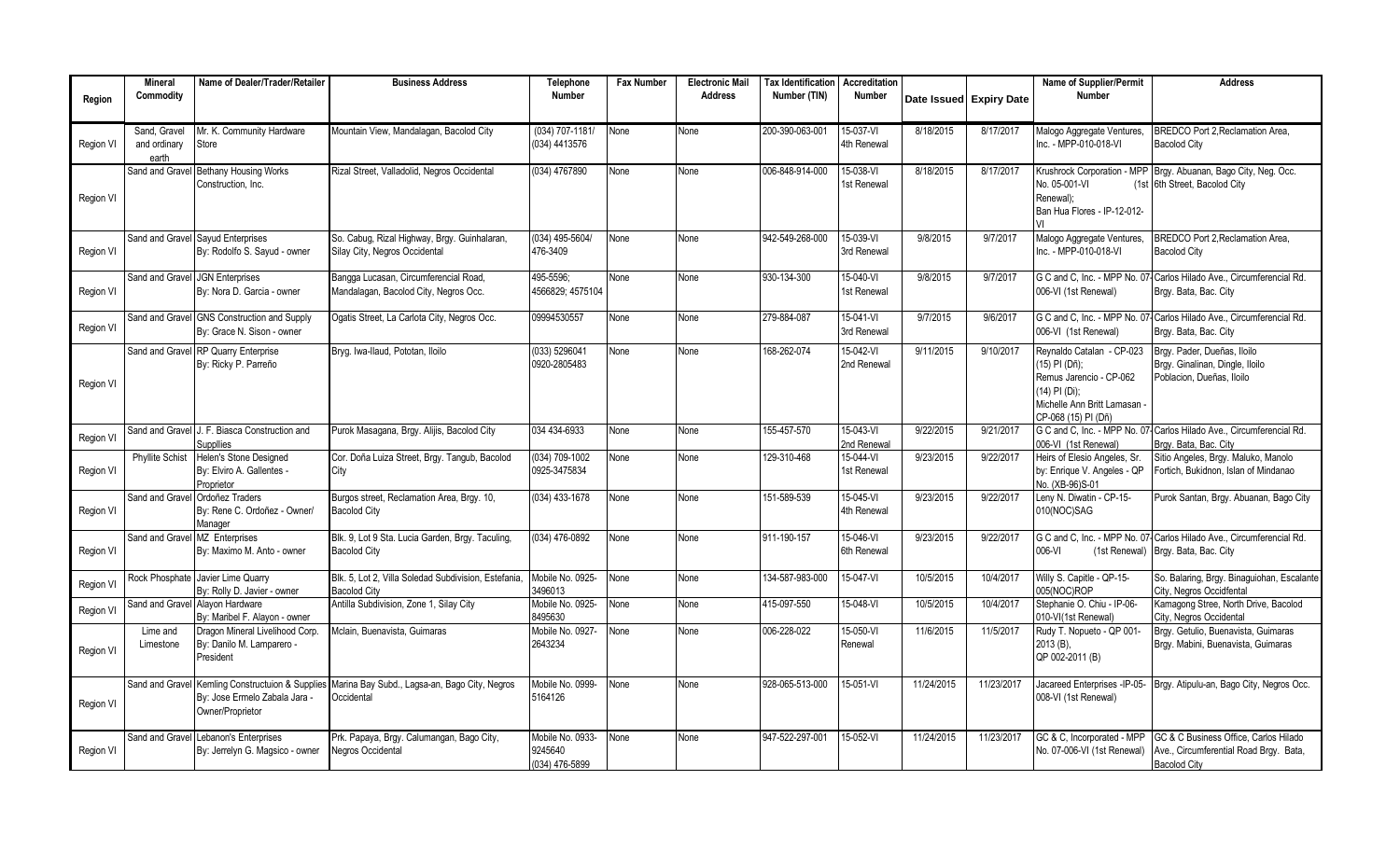| Region | Mineral Commodity | Name of Dealer/Trader/Retailer | Business Address | Telephone Number | Fax Number | Electronic Mail Address | Tax Identification Number (TIN) | Accreditation Number | Date Issued | Expiry Date | Name of Supplier/Permit Number | Address |
|---|---|---|---|---|---|---|---|---|---|---|---|---|
| Region VI | Sand, Gravel and ordinary earth | Mr. K. Community Hardware Store | Mountain View, Mandalagan, Bacolod City | (034) 707-1181/ (034) 4413576 | None | None | 200-390-063-001 | 15-037-VI 4th Renewal | 8/18/2015 | 8/17/2017 | Malogo Aggregate Ventures, Inc. - MPP-010-018-VI | BREDCO Port 2,Reclamation Area, Bacolod City |
| Region VI | Sand and Gravel | Bethany Housing Works Construction, Inc. | Rizal Street, Valladolid, Negros Occidental | (034) 4767890 | None | None | 006-848-914-000 | 15-038-VI 1st Renewal | 8/18/2015 | 8/17/2017 | Krushrock Corporation - MPP No. 05-001-VI (1st Renewal); Ban Hua Flores - IP-12-012-VI | Brgy. Abuanan, Bago City, Neg. Occ. 6th Street, Bacolod City |
| Region VI | Sand and Gravel | Sayud Enterprises By: Rodolfo S. Sayud - owner | So. Cabug, Rizal Highway, Brgy. Guinhalaran, Silay City, Negros Occidental | (034) 495-5604/ 476-3409 | None | None | 942-549-268-000 | 15-039-VI 3rd Renewal | 9/8/2015 | 9/7/2017 | Malogo Aggregate Ventures, Inc. - MPP-010-018-VI | BREDCO Port 2,Reclamation Area, Bacolod City |
| Region VI | Sand and Gravel | JGN Enterprises By: Nora D. Garcia - owner | Bangga Lucasan, Circumferencial Road, Mandalagan, Bacolod City, Negros Occ. | 495-5596; 4566829; 4575104 | None | None | 930-134-300 | 15-040-VI 1st Renewal | 9/8/2015 | 9/7/2017 | G C and C, Inc. - MPP No. 07-006-VI (1st Renewal) | Carlos Hilado Ave., Circumferencial Rd. Brgy. Bata, Bac. City |
| Region VI | Sand and Gravel | GNS Construction and Supply By: Grace N. Sison - owner | Ogatis Street, La Carlota City, Negros Occ. | 09994530557 | None | None | 279-884-087 | 15-041-VI 3rd Renewal | 9/7/2015 | 9/6/2017 | G C and C, Inc. - MPP No. 07-006-VI (1st Renewal) | Carlos Hilado Ave., Circumferencial Rd. Brgy. Bata, Bac. City |
| Region VI | Sand and Gravel | RP Quarry Enterprise By: Ricky P. Parreño | Bryg. Iwa-Ilaud, Pototan, Iloilo | (033) 5296041 0920-2805483 | None | None | 168-262-074 | 15-042-VI 2nd Renewal | 9/11/2015 | 9/10/2017 | Reynaldo Catalan - CP-023 (15) PI (Dñ); Remus Jarencio - CP-062 (14) PI (Di); Michelle Ann Britt Lamasan - CP-068 (15) PI (Dñ) | Brgy. Pader, Dueñas, Iloilo Brgy. Ginalinan, Dingle, Iloilo Poblacion, Dueñas, Iloilo |
| Region VI | Sand and Gravel | J. F. Biasca Construction and Suppllies | Purok Masagana, Brgy. Alijis, Bacolod City | 034 434-6933 | None | None | 155-457-570 | 15-043-VI 2nd Renewal | 9/22/2015 | 9/21/2017 | G C and C, Inc. - MPP No. 07-006-VI (1st Renewal) | Carlos Hilado Ave., Circumferencial Rd. Brgy. Bata, Bac. City |
| Region VI | Phyllite Schist | Helen's Stone Designed By: Elviro A. Gallentes - Proprietor | Cor. Doña Luiza Street, Brgy. Tangub, Bacolod City | (034) 709-1002 0925-3475834 | None | None | 129-310-468 | 15-044-VI 1st Renewal | 9/23/2015 | 9/22/2017 | Heirs of Elesio Angeles, Sr. by: Enrique V. Angeles - QP No. (XB-96)S-01 | Sitio Angeles, Brgy. Maluko, Manolo Fortich, Bukidnon, Islan of Mindanao |
| Region VI | Sand and Gravel | Ordoñez Traders By: Rene C. Ordoñez - Owner/ Manager | Burgos street, Reclamation Area, Brgy. 10, Bacolod City | (034) 433-1678 | None | None | 151-589-539 | 15-045-VI 4th Renewal | 9/23/2015 | 9/22/2017 | Leny N. Diwatin - CP-15-010(NOC)SAG | Purok Santan, Brgy. Abuanan, Bago City |
| Region VI | Sand and Gravel | MZ Enterprises By: Maximo M. Anto - owner | Blk. 9, Lot 9 Sta. Lucia Garden, Brgy. Taculing, Bacolod City | (034) 476-0892 | None | None | 911-190-157 | 15-046-VI 6th Renewal | 9/23/2015 | 9/22/2017 | G C and C, Inc. - MPP No. 07-006-VI (1st Renewal) | Carlos Hilado Ave., Circumferencial Rd. Brgy. Bata, Bac. City |
| Region VI | Rock Phosphate | Javier Lime Quarry By: Rolly D. Javier - owner | Blk. 5, Lot 2, Villa Soledad Subdivision, Estefania, Bacolod City | Mobile No. 0925-3496013 | None | None | 134-587-983-000 | 15-047-VI | 10/5/2015 | 10/4/2017 | Willy S. Capitle - QP-15-005(NOC)ROP | So. Balaring, Brgy. Binaguiohan, Escalante City, Negros Occidfental |
| Region VI | Sand and Gravel | Alayon Hardware By: Maribel F. Alayon - owner | Antilla Subdivision, Zone 1, Silay City | Mobile No. 0925-8495630 | None | None | 415-097-550 | 15-048-VI | 10/5/2015 | 10/4/2017 | Stephanie O. Chiu - IP-06-010-VI(1st Renewal) | Kamagong Stree, North Drive, Bacolod City, Negros Occidental |
| Region VI | Lime and Limestone | Dragon Mineral Livelihood Corp. By: Danilo M. Lamparero - President | Mclain, Buenavista, Guimaras | Mobile No. 0927-2643234 | None | None | 006-228-022 | 15-050-VI Renewal | 11/6/2015 | 11/5/2017 | Rudy T. Nopueto - QP 001-2013 (B), QP 002-2011 (B) | Brgy. Getulio, Buenavista, Guimaras Brgy. Mabini, Buenavista, Guimaras |
| Region VI | Sand and Gravel | Kemling Constructuion & Supplies By: Jose Ermelo Zabala Jara - Owner/Proprietor | Marina Bay Subd., Lagsa-an, Bago City, Negros Occidental | Mobile No. 0999-5164126 | None | None | 928-065-513-000 | 15-051-VI | 11/24/2015 | 11/23/2017 | Jacareed Enterprises -IP-05-008-VI (1st Renewal) | Brgy. Atipulu-an, Bago City, Negros Occ. |
| Region VI | Sand and Gravel | Lebanon's Enterprises By: Jerrelyn G. Magsico - owner | Prk. Papaya, Brgy. Calumangan, Bago City, Negros Occidental | Mobile No. 0933-9245640 (034) 476-5899 | None | None | 947-522-297-001 | 15-052-VI | 11/24/2015 | 11/23/2017 | GC & C, Incorporated - MPP No. 07-006-VI (1st Renewal) | GC & C Business Office, Carlos Hilado Ave., Circumferential Road Brgy. Bata, Bacolod City |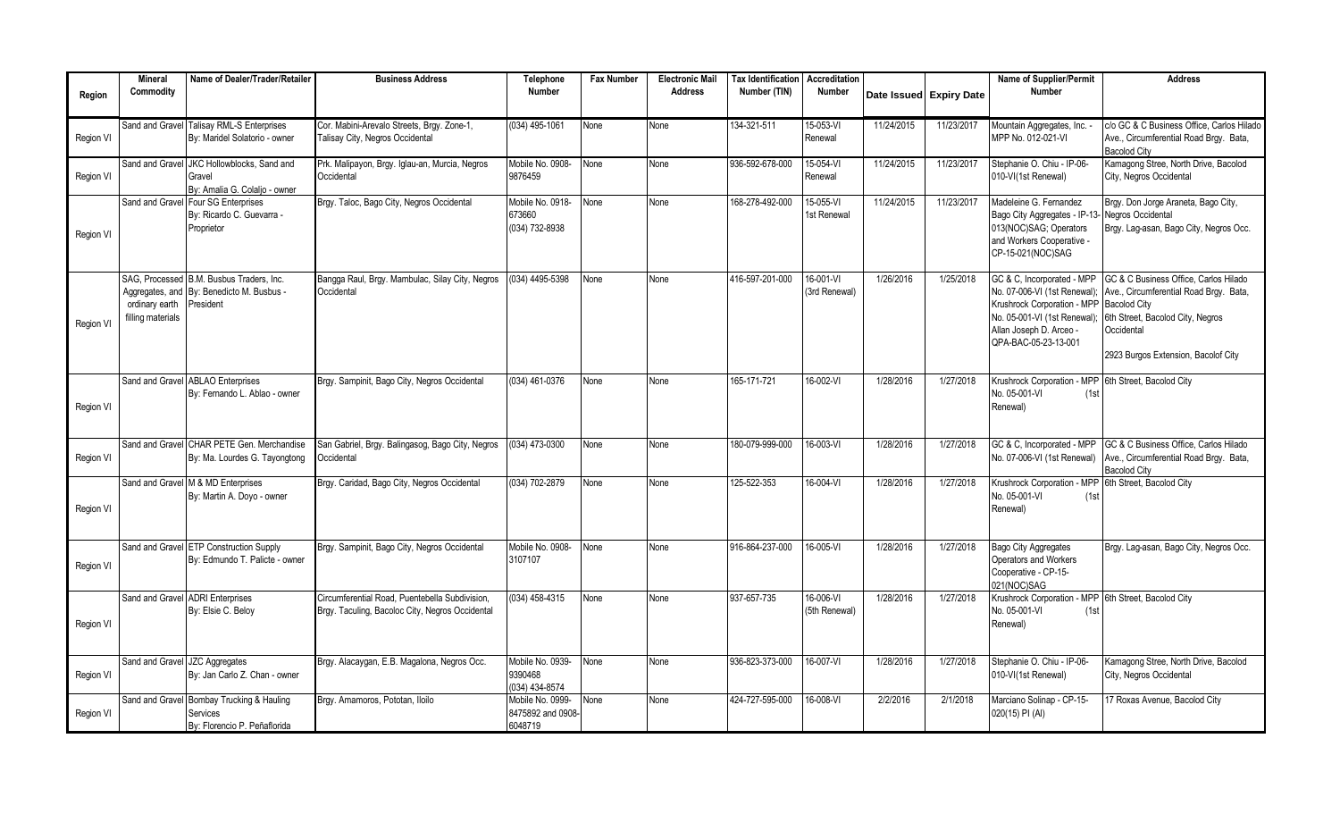| Region | Mineral Commodity | Name of Dealer/Trader/Retailer | Business Address | Telephone Number | Fax Number | Electronic Mail Address | Tax Identification Number (TIN) | Accreditation Number | Date Issued | Expiry Date | Name of Supplier/Permit Number | Address |
|---|---|---|---|---|---|---|---|---|---|---|---|---|
| Region VI | Sand and Gravel | Talisay RML-S Enterprises By: Maridel Solatorio - owner | Cor. Mabini-Arevalo Streets, Brgy. Zone-1, Talisay City, Negros Occidental | (034) 495-1061 | None | None | 134-321-511 | 15-053-VI Renewal | 11/24/2015 | 11/23/2017 | Mountain Aggregates, Inc. - MPP No. 012-021-VI | c/o GC & C Business Office, Carlos Hilado Ave., Circumferential Road Brgy. Bata, Bacolod City |
| Region VI | Sand and Gravel | JKC Hollowblocks, Sand and Gravel By: Amalia G. Colaljo - owner | Prk. Malipayon, Brgy. Iglau-an, Murcia, Negros Occidental | Mobile No. 0908-9876459 | None | None | 936-592-678-000 | 15-054-VI Renewal | 11/24/2015 | 11/23/2017 | Stephanie O. Chiu - IP-06-010-VI(1st Renewal) | Kamagong Stree, North Drive, Bacolod City, Negros Occidental |
| Region VI | Sand and Gravel | Four SG Enterprises By: Ricardo C. Guevarra - Proprietor | Brgy. Taloc, Bago City, Negros Occidental | Mobile No. 0918-673660 (034) 732-8938 | None | None | 168-278-492-000 | 15-055-VI 1st Renewal | 11/24/2015 | 11/23/2017 | Madeleine G. Fernandez Bago City Aggregates - IP-13-013(NOC)SAG; Operators and Workers Cooperative - CP-15-021(NOC)SAG | Brgy. Don Jorge Araneta, Bago City, Negros Occidental Brgy. Lag-asan, Bago City, Negros Occ. |
| Region VI | SAG, Processed Aggregates, and ordinary earth filling materials | B.M. Busbus Traders, Inc. By: Benedicto M. Busbus - President | Bangga Raul, Brgy. Mambulac, Silay City, Negros Occidental | (034) 4495-5398 | None | None | 416-597-201-000 | 16-001-VI (3rd Renewal) | 1/26/2016 | 1/25/2018 | GC & C, Incorporated - MPP No. 07-006-VI (1st Renewal); Krushrock Corporation - MPP No. 05-001-VI (1st Renewal); Allan Joseph D. Arceo - QPA-BAC-05-23-13-001 | GC & C Business Office, Carlos Hilado Ave., Circumferential Road Brgy. Bata, Bacolod City 6th Street, Bacolod City, Negros Occidental 2923 Burgos Extension, Bacolof City |
| Region VI | Sand and Gravel | ABLAO Enterprises By: Fernando L. Ablao - owner | Brgy. Sampinit, Bago City, Negros Occidental | (034) 461-0376 | None | None | 165-171-721 | 16-002-VI | 1/28/2016 | 1/27/2018 | Krushrock Corporation - MPP No. 05-001-VI (1st Renewal) | 6th Street, Bacolod City |
| Region VI | Sand and Gravel | CHAR PETE Gen. Merchandise By: Ma. Lourdes G. Tayongtong | San Gabriel, Brgy. Balingasog, Bago City, Negros Occidental | (034) 473-0300 | None | None | 180-079-999-000 | 16-003-VI | 1/28/2016 | 1/27/2018 | GC & C, Incorporated - MPP No. 07-006-VI (1st Renewal) | GC & C Business Office, Carlos Hilado Ave., Circumferential Road Brgy. Bata, Bacolod City |
| Region VI | Sand and Gravel | M & MD Enterprises By: Martin A. Doyo - owner | Brgy. Caridad, Bago City, Negros Occidental | (034) 702-2879 | None | None | 125-522-353 | 16-004-VI | 1/28/2016 | 1/27/2018 | Krushrock Corporation - MPP No. 05-001-VI (1st Renewal) | 6th Street, Bacolod City |
| Region VI | Sand and Gravel | ETP Construction Supply By: Edmundo T. Palicte - owner | Brgy. Sampinit, Bago City, Negros Occidental | Mobile No. 0908-3107107 | None | None | 916-864-237-000 | 16-005-VI | 1/28/2016 | 1/27/2018 | Bago City Aggregates Operators and Workers Cooperative - CP-15-021(NOC)SAG | Brgy. Lag-asan, Bago City, Negros Occ. |
| Region VI | Sand and Gravel | ADRI Enterprises By: Elsie C. Beloy | Circumferential Road, Puentebella Subdivision, Brgy. Taculing, Bacoloc City, Negros Occidental | (034) 458-4315 | None | None | 937-657-735 | 16-006-VI (5th Renewal) | 1/28/2016 | 1/27/2018 | Krushrock Corporation - MPP No. 05-001-VI (1st Renewal) | 6th Street, Bacolod City |
| Region VI | Sand and Gravel | JZC Aggregates By: Jan Carlo Z. Chan - owner | Brgy. Alacaygan, E.B. Magalona, Negros Occ. | Mobile No. 0939-9390468 (034) 434-8574 | None | None | 936-823-373-000 | 16-007-VI | 1/28/2016 | 1/27/2018 | Stephanie O. Chiu - IP-06-010-VI(1st Renewal) | Kamagong Stree, North Drive, Bacolod City, Negros Occidental |
| Region VI | Sand and Gravel | Bombay Trucking & Hauling Services By: Florencio P. Peñaflorida | Brgy. Amamoros, Pototan, Iloilo | Mobile No. 0999-8475892 and 0908-6048719 | None | None | 424-727-595-000 | 16-008-VI | 2/2/2016 | 2/1/2018 | Marciano Solinap - CP-15-020(15) PI (AI) | 17 Roxas Avenue, Bacolod City |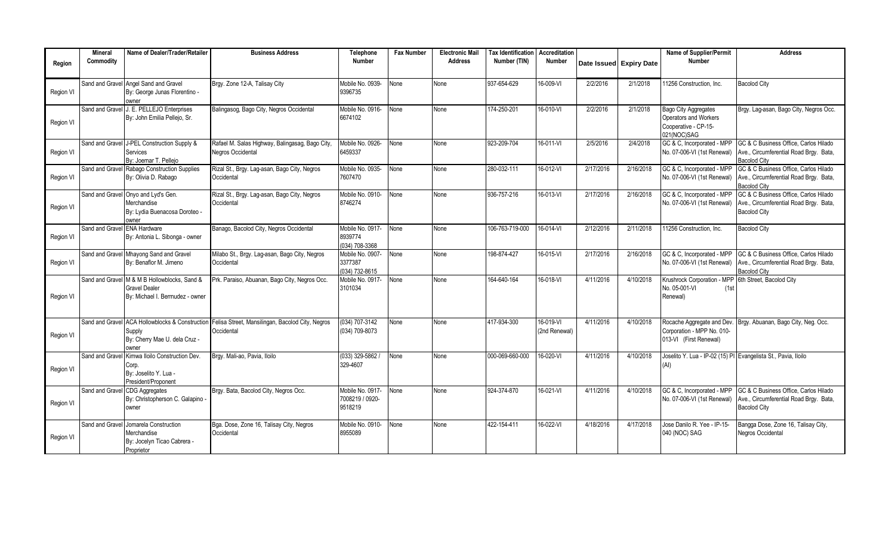| Region | Mineral Commodity | Name of Dealer/Trader/Retailer | Business Address | Telephone Number | Fax Number | Electronic Mail Address | Tax Identification Number (TIN) | Accreditation Number | Date Issued | Expiry Date | Name of Supplier/Permit Number | Address |
|---|---|---|---|---|---|---|---|---|---|---|---|---|
| Region VI | Sand and Gravel | Angel Sand and Gravel By: George Junas Florentino - owner | Brgy. Zone 12-A, Talisay City | Mobile No. 0939-9396735 | None | None | 937-654-629 | 16-009-VI | 2/2/2016 | 2/1/2018 | 11256 Construction, Inc. | Bacolod City |
| Region VI | Sand and Gravel | J. E. PELLEJO Enterprises By: John Emilia Pellejo, Sr. | Balingasog, Bago City, Negros Occidental | Mobile No. 0916-6674102 | None | None | 174-250-201 | 16-010-VI | 2/2/2016 | 2/1/2018 | Bago City Aggregates Operators and Workers Cooperative - CP-15-021(NOC)SAG | Brgy. Lag-asan, Bago City, Negros Occ. |
| Region VI | Sand and Gravel | J-PEL Construction Supply & Services By: Joemar T. Pellejo | Rafael M. Salas Highway, Balingasag, Bago City, Negros Occidental | Mobile No. 0926-6459337 | None | None | 923-209-704 | 16-011-VI | 2/5/2016 | 2/4/2018 | GC & C, Incorporated - MPP No. 07-006-VI (1st Renewal) | GC & C Business Office, Carlos Hilado Ave., Circumferential Road Brgy. Bata, Bacolod City |
| Region VI | Sand and Gravel | Rabago Construction Supplies By: Olivia D. Rabago | Rizal St., Brgy. Lag-asan, Bago City, Negros Occidental | Mobile No. 0935-7607470 | None | None | 280-032-111 | 16-012-VI | 2/17/2016 | 2/16/2018 | GC & C, Incorporated - MPP No. 07-006-VI (1st Renewal) | GC & C Business Office, Carlos Hilado Ave., Circumferential Road Brgy. Bata, Bacolod City |
| Region VI | Sand and Gravel | Onyo and Lyd's Gen. Merchandise By: Lydia Buenacosa Doroteo - owner | Rizal St., Brgy. Lag-asan, Bago City, Negros Occidental | Mobile No. 0910-8746274 | None | None | 936-757-216 | 16-013-VI | 2/17/2016 | 2/16/2018 | GC & C, Incorporated - MPP No. 07-006-VI (1st Renewal) | GC & C Business Office, Carlos Hilado Ave., Circumferential Road Brgy. Bata, Bacolod City |
| Region VI | Sand and Gravel | ENA Hardware By: Antonia L. Sibonga - owner | Banago, Bacolod City, Negros Occidental | Mobile No. 0917-8939774 (034) 708-3368 | None | None | 106-763-719-000 | 16-014-VI | 2/12/2016 | 2/11/2018 | 11256 Construction, Inc. | Bacolod City |
| Region VI | Sand and Gravel | Mhayong Sand and Gravel By: Benaflor M. Jimeno | Milabo St., Brgy. Lag-asan, Bago City, Negros Occidental | Mobile No. 0907-3377387 (034) 732-8615 | None | None | 198-874-427 | 16-015-VI | 2/17/2016 | 2/16/2018 | GC & C, Incorporated - MPP No. 07-006-VI (1st Renewal) | GC & C Business Office, Carlos Hilado Ave., Circumferential Road Brgy. Bata, Bacolod City |
| Region VI | Sand and Gravel | M & M B Hollowblocks, Sand & Gravel Dealer By: Michael I. Bermudez - owner | Prk. Paraiso, Abuanan, Bago City, Negros Occ. | Mobile No. 0917-3101034 | None | None | 164-640-164 | 16-018-VI | 4/11/2016 | 4/10/2018 | Krushrock Corporation - MPP No. 05-001-VI (1st Renewal) | 6th Street, Bacolod City |
| Region VI | Sand and Gravel | ACA Hollowblocks & Construction Supply By: Cherry Mae U. dela Cruz - owner | Felisa Street, Mansilingan, Bacolod City, Negros Occidental | (034) 707-3142 (034) 709-8073 | None | None | 417-934-300 | 16-019-VI (2nd Renewal) | 4/11/2016 | 4/10/2018 | Rocache Aggregate and Dev. Corporation - MPP No. 010-013-VI (First Renewal) | Brgy. Abuanan, Bago City, Neg. Occ. |
| Region VI | Sand and Gravel | Kimwa Iloilo Construction Dev. Corp. By: Joselito Y. Lua - President/Proponent | Brgy. Mali-ao, Pavia, Iloilo | (033) 329-5862 / 329-4607 | None | None | 000-069-660-000 | 16-020-VI | 4/11/2016 | 4/10/2018 | Joselito Y. Lua - IP-02 (15) PI (AI) | Evangelista St., Pavia, Iloilo |
| Region VI | Sand and Gravel | CDG Aggregates By: Christopherson C. Galapino - owner | Brgy. Bata, Bacolod City, Negros Occ. | Mobile No. 0917-7008219 / 0920-9518219 | None | None | 924-374-870 | 16-021-VI | 4/11/2016 | 4/10/2018 | GC & C, Incorporated - MPP No. 07-006-VI (1st Renewal) | GC & C Business Office, Carlos Hilado Ave., Circumferential Road Brgy. Bata, Bacolod City |
| Region VI | Sand and Gravel | Jomarela Construction Merchandise By: Jocelyn Ticao Cabrera - Proprietor | Bga. Dose, Zone 16, Talisay City, Negros Occidental | Mobile No. 0910-8955089 | None | None | 422-154-411 | 16-022-VI | 4/18/2016 | 4/17/2018 | Jose Danilo R. Yee - IP-15-040 (NOC) SAG | Bangga Dose, Zone 16, Talisay City, Negros Occidental |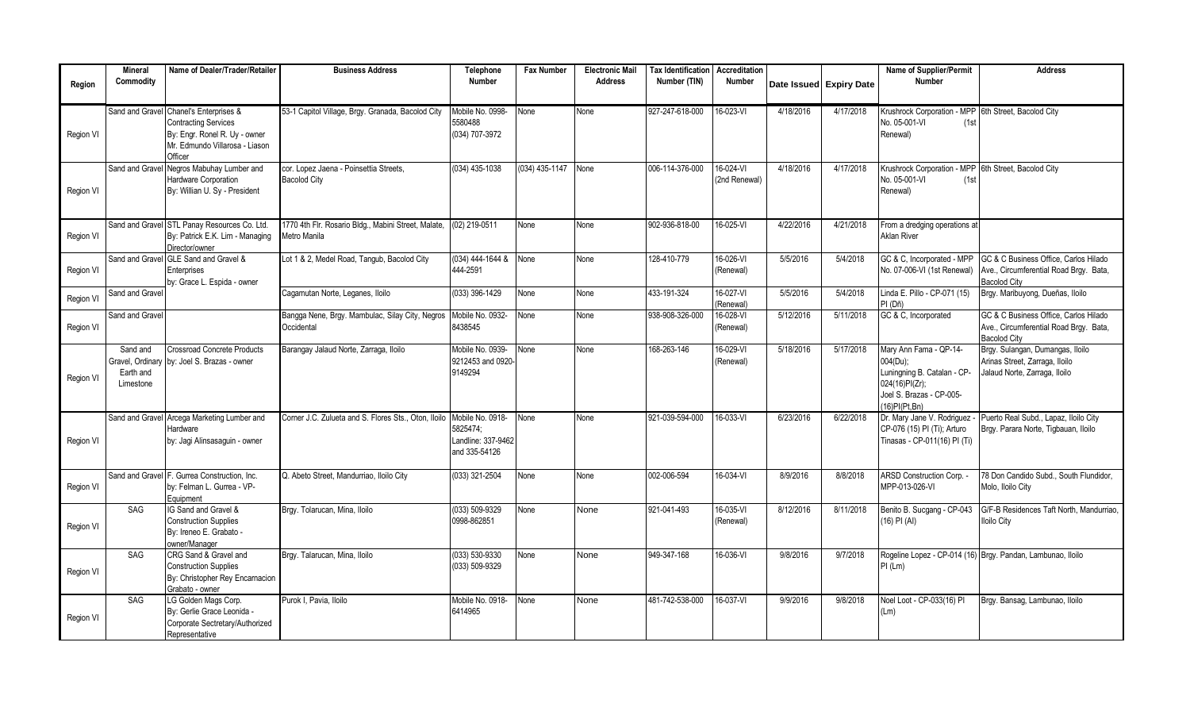| Region | Mineral Commodity | Name of Dealer/Trader/Retailer | Business Address | Telephone Number | Fax Number | Electronic Mail Address | Tax Identification Number (TIN) | Accreditation Number | Date Issued | Expiry Date | Name of Supplier/Permit Number | Address |
|---|---|---|---|---|---|---|---|---|---|---|---|---|
| Region VI | Sand and Gravel | Chanel's Enterprises & Contracting Services By: Engr. Ronel R. Uy - owner Mr. Edmundo Villarosa - Liason Officer | 53-1 Capitol Village, Brgy. Granada, Bacolod City | Mobile No. 0998-5580488 (034) 707-3972 | None | None | 927-247-618-000 | 16-023-VI | 4/18/2016 | 4/17/2018 | Krushrock Corporation - MPP No. 05-001-VI (1st Renewal) | 6th Street, Bacolod City |
| Region VI | Sand and Gravel | Negros Mabuhay Lumber and Hardware Corporation By: Willian U. Sy - President | cor. Lopez Jaena - Poinsettia Streets, Bacolod City | (034) 435-1038 | (034) 435-1147 | None | 006-114-376-000 | 16-024-VI (2nd Renewal) | 4/18/2016 | 4/17/2018 | Krushrock Corporation - MPP No. 05-001-VI (1st Renewal) | 6th Street, Bacolod City |
| Region VI | Sand and Gravel | STL Panay Resources Co. Ltd. By: Patrick E.K. Lim - Managing Director/owner | 1770 4th Flr. Rosario Bldg., Mabini Street, Malate, Metro Manila | (02) 219-0511 | None | None | 902-936-818-00 | 16-025-VI | 4/22/2016 | 4/21/2018 | From a dredging operations at Aklan River | |
| Region VI | Sand and Gravel | GLE Sand and Gravel & Enterprises by: Grace L. Espida - owner | Lot 1 & 2, Medel Road, Tangub, Bacolod City | (034) 444-1644 & 444-2591 | None | None | 128-410-779 | 16-026-VI (Renewal) | 5/5/2016 | 5/4/2018 | GC & C, Incorporated - MPP No. 07-006-VI (1st Renewal) | GC & C Business Office, Carlos Hilado Ave., Circumferential Road Brgy. Bata, Bacolod City |
| Region VI | Sand and Gravel | | Cagamutan Norte, Leganes, Iloilo | (033) 396-1429 | None | None | 433-191-324 | 16-027-VI (Renewal) | 5/5/2016 | 5/4/2018 | Linda E. Pillo - CP-071 (15) PI (Dñ) | Brgy. Maribuyong, Dueñas, Iloilo |
| Region VI | Sand and Gravel | | Bangga Nene, Brgy. Mambulac, Silay City, Negros Occidental | Mobile No. 0932-8438545 | None | None | 938-908-326-000 | 16-028-VI (Renewal) | 5/12/2016 | 5/11/2018 | GC & C, Incorporated | GC & C Business Office, Carlos Hilado Ave., Circumferential Road Brgy. Bata, Bacolod City |
| Region VI | Sand and Gravel, Ordinary Earth and Limestone | Crossroad Concrete Products by: Joel S. Brazas - owner | Barangay Jalaud Norte, Zarraga, Iloilo | Mobile No. 0939-9212453 and 0920-9149294 | None | None | 168-263-146 | 16-029-VI (Renewal) | 5/18/2016 | 5/17/2018 | Mary Ann Fama - QP-14-004(Du); Luningning B. Catalan - CP-024(16)PI(Zr); Joel S. Brazas - CP-005-(16)PI(Pt,Bn) | Brgy. Sulangan, Dumangas, Iloilo Arinas Street, Zarraga, Iloilo Jalaud Norte, Zarraga, Iloilo |
| Region VI | Sand and Gravel | Arcega Marketing Lumber and Hardware by: Jagi Alinsasaguin - owner | Corner J.C. Zulueta and S. Flores Sts., Oton, Iloilo | Mobile No. 0918-5825474; Landline: 337-9462 and 335-54126 | None | None | 921-039-594-000 | 16-033-VI | 6/23/2016 | 6/22/2018 | Dr. Mary Jane V. Rodriguez - CP-076 (15) PI (Ti); Arturo Tinasas - CP-011(16) PI (Ti) | Puerto Real Subd., Lapaz, Iloilo City Brgy. Parara Norte, Tigbauan, Iloilo |
| Region VI | Sand and Gravel | F. Gurrea Construction, Inc. by: Felman L. Gurrea - VP-Equipment | Q. Abeto Street, Mandurriao, Iloilo City | (033) 321-2504 | None | None | 002-006-594 | 16-034-VI | 8/9/2016 | 8/8/2018 | ARSD Construction Corp. - MPP-013-026-VI | 78 Don Candido Subd., South Flundidor, Molo, Iloilo City |
| Region VI | SAG | IG Sand and Gravel & Construction Supplies By: Ireneo E. Grabato - owner/Manager | Brgy. Tolarucan, Mina, Iloilo | (033) 509-9329 0998-862851 | None | None | 921-041-493 | 16-035-VI (Renewal) | 8/12/2016 | 8/11/2018 | Benito B. Sucgang - CP-043 (16) PI (Al) | G/F-B Residences Taft North, Mandurriao, Iloilo City |
| Region VI | SAG | CRG Sand & Gravel and Construction Supplies By: Christopher Rey Encarnacion Grabato - owner | Brgy. Talarucan, Mina, Iloilo | (033) 530-9330 (033) 509-9329 | None | None | 949-347-168 | 16-036-VI | 9/8/2016 | 9/7/2018 | Rogeline Lopez - CP-014 (16) PI (Lm) | Brgy. Pandan, Lambunao, Iloilo |
| Region VI | SAG | LG Golden Mags Corp. By: Gerlie Grace Leonida - Corporate Secretary/Authorized Representative | Purok I, Pavia, Iloilo | Mobile No. 0918-6414965 | None | None | 481-742-538-000 | 16-037-VI | 9/9/2016 | 9/8/2018 | Noel Loot - CP-033(16) PI (Lm) | Brgy. Bansag, Lambunao, Iloilo |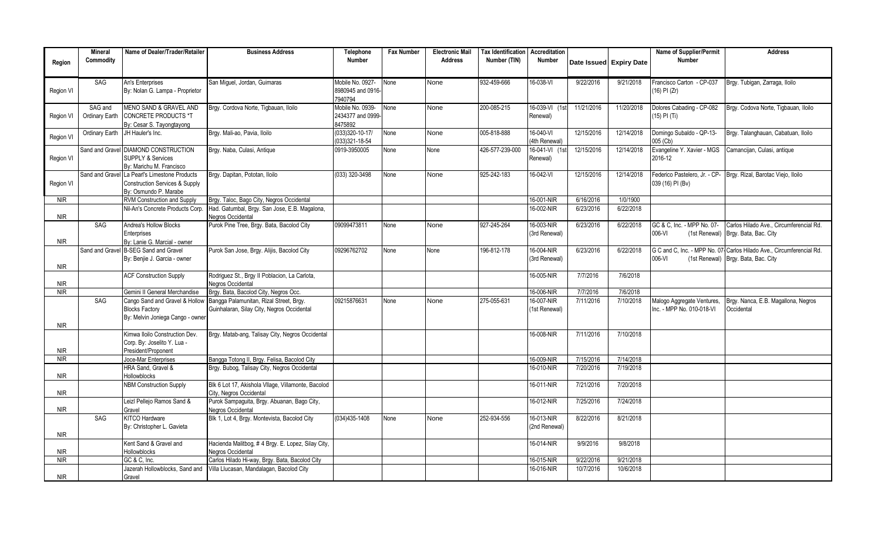| Region | Mineral Commodity | Name of Dealer/Trader/Retailer | Business Address | Telephone Number | Fax Number | Electronic Mail Address | Tax Identification Number (TIN) | Accreditation Number | Date Issued | Expiry Date | Name of Supplier/Permit Number | Address |
|---|---|---|---|---|---|---|---|---|---|---|---|---|
| Region VI | SAG | An's Enterprises By: Nolan G. Lampa - Proprietor | San Miguel, Jordan, Guimaras | Mobile No. 0927-8980945 and 0916-7940794 | None | None | 932-459-666 | 16-038-VI | 9/22/2016 | 9/21/2018 | Francisco Carton - CP-037 (16) PI (Zr) | Brgy. Tubigan, Zarraga, Iloilo |
| Region VI | SAG and Ordinary Earth | MENO SAND & GRAVEL AND CONCRETE PRODUCTS *T By: Cesar S. Tayongtayong | Brgy. Cordova Norte, Tigbauan, Iloilo | Mobile No. 0939-2434377 and 0999-8475892 | None | None | 200-085-215 | 16-039-VI (1st Renewal) | 11/21/2016 | 11/20/2018 | Dolores Cabading - CP-082 (15) PI (Ti) | Brgy. Codova Norte, Tigbauan, Iloilo |
| Region VI | Ordinary Earth | JH Hauler's Inc. | Brgy. Mali-ao, Pavia, Iloilo | (033)320-10-17/ (033)321-18-54 | None | None | 005-818-888 | 16-040-VI (4th Renewal) | 12/15/2016 | 12/14/2018 | Domingo Subaldo - QP-13-005 (Cb) | Brgy. Talanghauan, Cabatuan, Iloilo |
| Region VI | Sand and Gravel | DIAMOND CONSTRUCTION SUPPLY & Services By: Marichu M. Francisco | Brgy. Naba, Culasi, Antique | 0919-3950005 | None | None | 426-577-239-000 | 16-041-VI (1st Renewal) | 12/15/2016 | 12/14/2018 | Evangeline Y. Xavier - MGS 2016-12 | Camancijan, Culasi, antique |
| Region VI | Sand and Gravel | La Pearl's Limestone Products Construction Services & Supply By: Osmundo P. Marabe | Brgy. Dapitan, Pototan, Iloilo | (033) 320-3498 | None | None | 925-242-183 | 16-042-VI | 12/15/2016 | 12/14/2018 | Federico Pastelero, Jr. - CP-039 (16) PI (Bv) | Brgy. Rizal, Barotac Viejo, Iloilo |
| NIR | | RVM Construction and Supply | Brgy. Taloc, Bago City, Negros Occidental | | | | | 16-001-NIR | 6/16/2016 | 1/0/1900 | | |
| NIR | | Nil-An's Concrete Products Corp. | Had. Gatumbal, Brgy. San Jose, E.B. Magalona, Negros Occidental | | | | | 16-002-NIR | 6/23/2016 | 6/22/2018 | | |
| NIR | SAG | Andrea's Hollow Blocks Enterprises By: Lanie G. Marcial - owner | Purok Pine Tree, Brgy. Bata, Bacolod City | 09099473811 | None | None | 927-245-264 | 16-003-NIR (3rd Renewal) | 6/23/2016 | 6/22/2018 | GC & C, Inc. - MPP No. 07-006-VI (1st Renewal) | Carlos Hilado Ave., Circumferencial Rd. Brgy. Bata, Bac. City |
| NIR | Sand and Gravel | B-SEG Sand and Gravel By: Benjie J. Garcia - owner | Purok San Jose, Brgy. Alijis, Bacolod City | 09296762702 | None | None | 196-812-178 | 16-004-NIR (3rd Renewal) | 6/23/2016 | 6/22/2018 | G C and C, Inc. - MPP No. 07-006-VI (1st Renewal) | Carlos Hilado Ave., Circumferencial Rd. Brgy. Bata, Bac. City |
| NIR | | ACF Construction Supply | Rodriguez St., Brgy II Poblacion, La Carlota, Negros Occidental | | | | | 16-005-NIR | 7/7/2016 | 7/6/2018 | | |
| NIR | | Gemini II General Merchandise | Brgy. Bata, Bacolod City, Negros Occ. | | | | | 16-006-NIR | 7/7/2016 | 7/6/2018 | | |
| NIR | SAG | Cango Sand and Gravel & Hollow Blocks Factory By: Melvin Joniega Cango - owner | Bangga Palamunitan, Rizal Street, Brgy. Guinhalaran, Silay City, Negros Occidental | 09215876631 | None | None | 275-055-631 | 16-007-NIR (1st Renewal) | 7/11/2016 | 7/10/2018 | Malogo Aggregate Ventures, Inc. - MPP No. 010-018-VI | Brgy. Nanca, E.B. Magallona, Negros Occidental |
| NIR | | Kimwa Iloilo Construction Dev. Corp. By: Joselito Y. Lua - President/Proponent | Brgy. Matab-ang, Talisay City, Negros Occidental | | | | | 16-008-NIR | 7/11/2016 | 7/10/2018 | | |
| NIR | | Joce-Mar Enterprises | Bangga Totong II, Brgy. Felisa, Bacolod City | | | | | 16-009-NIR | 7/15/2016 | 7/14/2018 | | |
| NIR | | HRA Sand, Gravel & Hollowblocks | Brgy. Bubog, Talisay City, Negros Occidental | | | | | 16-010-NIR | 7/20/2016 | 7/19/2018 | | |
| NIR | | NBM Construction Supply | Blk 6 Lot 17, Akishola VIlage, Villamonte, Bacolod City, Negros Occidental | | | | | 16-011-NIR | 7/21/2016 | 7/20/2018 | | |
| NIR | | Leizl Pellejo Ramos Sand & Gravel | Purok Sampaguita, Brgy. Abuanan, Bago City, Negros Occidental | | | | | 16-012-NIR | 7/25/2016 | 7/24/2018 | | |
| NIR | SAG | KITCO Hardware By: Christopher L. Gavieta | Blk 1, Lot 4, Brgy. Montevista, Bacolod City | (034)435-1408 | None | None | 252-934-556 | 16-013-NIR (2nd Renewal) | 8/22/2016 | 8/21/2018 | | |
| NIR | | Kent Sand & Gravel and Hollowblocks | Hacienda Malitbog, # 4 Brgy. E. Lopez, Silay City, Negros Occidental | | | | | 16-014-NIR | 9/9/2016 | 9/8/2018 | | |
| NIR | | GC & C, Inc. | Carlos Hilado Hi-way, Brgy. Bata, Bacolod City | | | | | 16-015-NIR | 9/22/2016 | 9/21/2018 | | |
| NIR | | Jazerah Hollowblocks, Sand and Gravel | Villa Llucasan, Mandalagan, Bacolod City | | | | | 16-016-NIR | 10/7/2016 | 10/6/2018 | | |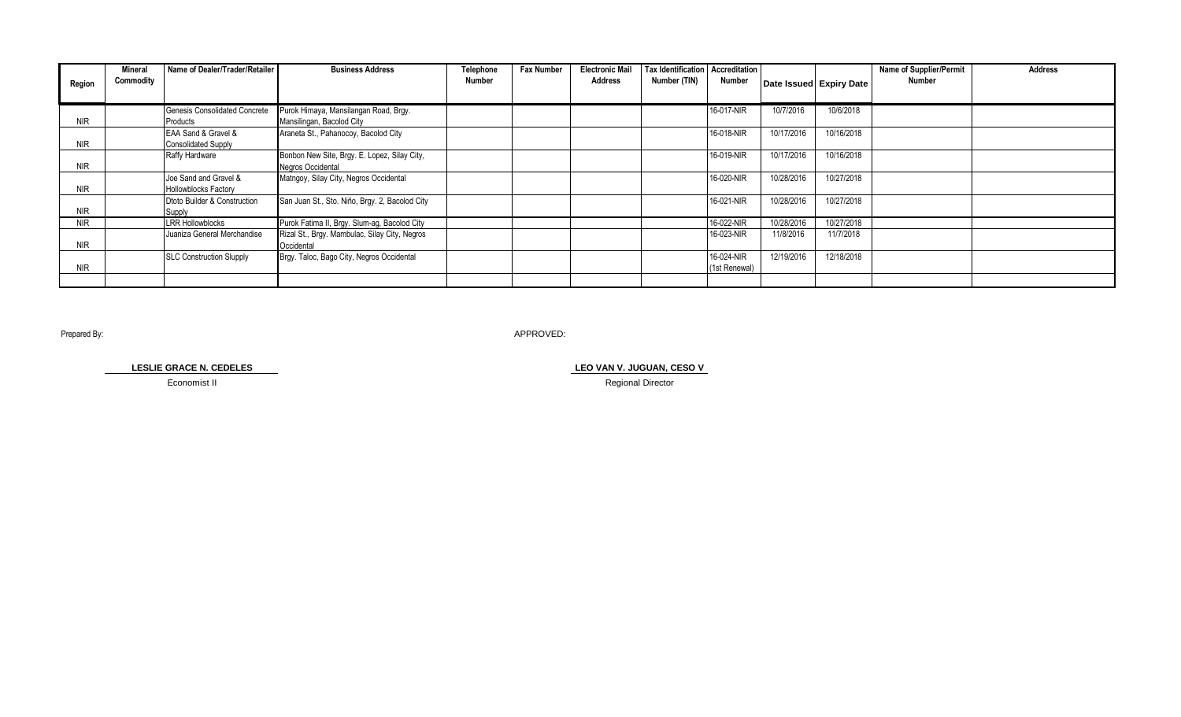| Region | Mineral Commodity | Name of Dealer/Trader/Retailer | Business Address | Telephone Number | Fax Number | Electronic Mail Address | Tax Identification Number (TIN) | Accreditation Number | Date Issued | Expiry Date | Name of Supplier/Permit Number | Address |
|---|---|---|---|---|---|---|---|---|---|---|---|---|
| NIR | | Genesis Consolidated Concrete Products | Purok Himaya, Mansilangan Road, Brgy. Mansilingan, Bacolod City | | | | | 16-017-NIR | 10/7/2016 | 10/6/2018 | | |
| NIR | | EAA Sand & Gravel & Consolidated Supply | Araneta St., Pahanocoy, Bacolod City | | | | | 16-018-NIR | 10/17/2016 | 10/16/2018 | | |
| NIR | | Raffy Hardware | Bonbon New Site, Brgy. E. Lopez, Silay City, Negros Occidental | | | | | 16-019-NIR | 10/17/2016 | 10/16/2018 | | |
| NIR | | Joe Sand and Gravel & Hollowblocks Factory | Matngoy, Silay City, Negros Occidental | | | | | 16-020-NIR | 10/28/2016 | 10/27/2018 | | |
| NIR | | Dtoto Builder & Construction Supply | San Juan St., Sto. Niño, Brgy. 2, Bacolod City | | | | | 16-021-NIR | 10/28/2016 | 10/27/2018 | | |
| NIR | | LRR Hollowblocks | Purok Fatima II, Brgy. Slum-ag, Bacolod City | | | | | 16-022-NIR | 10/28/2016 | 10/27/2018 | | |
| NIR | | Juaniza General Merchandise | Rizal St., Brgy. Mambulac, Silay City, Negros Occidental | | | | | 16-023-NIR | 11/8/2016 | 11/7/2018 | | |
| NIR | | SLC Construction Slupply | Brgy. Taloc, Bago City, Negros Occidental | | | | | 16-024-NIR (1st Renewal) | 12/19/2016 | 12/18/2018 | | |
| | | | | | | | | | | | | |

Prepared By:

**LESLIE GRACE N. CEDELES**
Economist II

APPROVED:

**LEO VAN V. JUGUAN, CESO V**
Regional Director